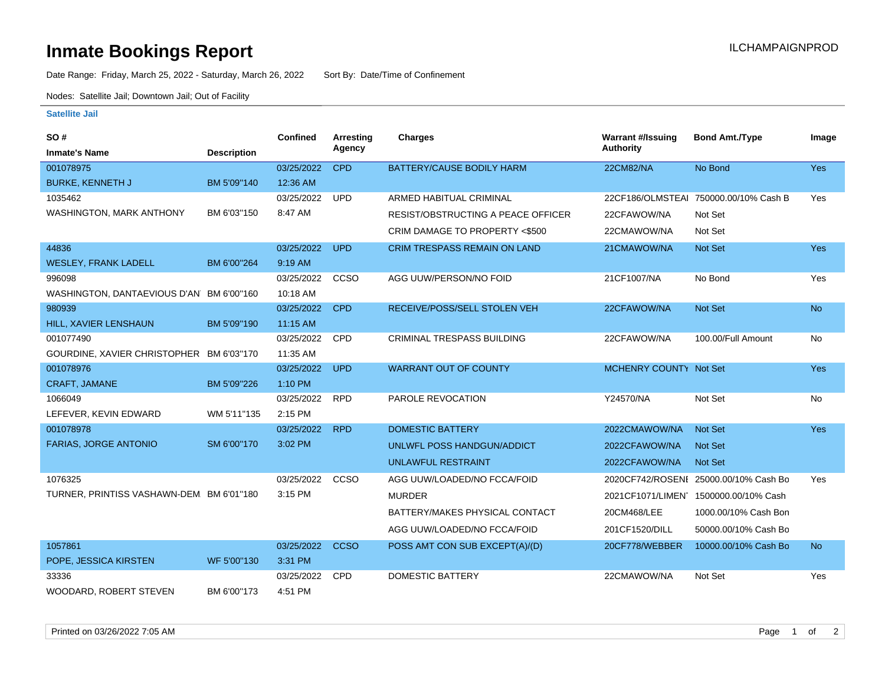# Inmate Bookings Report

ILCHAMPAIGNPROD

Date Range: Friday, March 25, 2022 - Saturday, March 26, 2022 Sort By: Date/Time of Confinement

Nodes: Satellite Jail; Downtown Jail; Out of Facility

### Satellite Jail

| SO # / Inmate's Name | Description | Confined | Arresting Agency | Charges | Warrant #/Issuing Authority | Bond Amt./Type | Image |
|---|---|---|---|---|---|---|---|
| 001078975 BURKE, KENNETH J | BM 5'09"140 | 03/25/2022 12:36 AM | CPD | BATTERY/CAUSE BODILY HARM | 22CM82/NA | No Bond | Yes |
| 1035462 WASHINGTON, MARK ANTHONY | BM 6'03"150 | 03/25/2022 8:47 AM | UPD | ARMED HABITUAL CRIMINAL | 22CF186/OLMSTEAI | 750000.00/10% Cash B | Yes |
| | | | | RESIST/OBSTRUCTING A PEACE OFFICER | 22CFAWOW/NA | Not Set | |
| | | | | CRIM DAMAGE TO PROPERTY <$500 | 22CMAWOW/NA | Not Set | |
| 44836 WESLEY, FRANK LADELL | BM 6'00"264 | 03/25/2022 9:19 AM | UPD | CRIM TRESPASS REMAIN ON LAND | 21CMAWOW/NA | Not Set | Yes |
| 996098 WASHINGTON, DANTAEVIOUS D'AN | BM 6'00"160 | 03/25/2022 10:18 AM | CCSO | AGG UUW/PERSON/NO FOID | 21CF1007/NA | No Bond | Yes |
| 980939 HILL, XAVIER LENSHAUN | BM 5'09"190 | 03/25/2022 11:15 AM | CPD | RECEIVE/POSS/SELL STOLEN VEH | 22CFAWOW/NA | Not Set | No |
| 001077490 GOURDINE, XAVIER CHRISTOPHER | BM 6'03"170 | 03/25/2022 11:35 AM | CPD | CRIMINAL TRESPASS BUILDING | 22CFAWOW/NA | 100.00/Full Amount | No |
| 001078976 CRAFT, JAMANE | BM 5'09"226 | 03/25/2022 1:10 PM | UPD | WARRANT OUT OF COUNTY | MCHENRY COUNTY | Not Set | Yes |
| 1066049 LEFEVER, KEVIN EDWARD | WM 5'11"135 | 03/25/2022 2:15 PM | RPD | PAROLE REVOCATION | Y24570/NA | Not Set | No |
| 001078978 FARIAS, JORGE ANTONIO | SM 6'00"170 | 03/25/2022 3:02 PM | RPD | DOMESTIC BATTERY | 2022CMAWOW/NA | Not Set | Yes |
| | | | | UNLWFL POSS HANDGUN/ADDICT | 2022CFAWOW/NA | Not Set | |
| | | | | UNLAWFUL RESTRAINT | 2022CFAWOW/NA | Not Set | |
| 1076325 TURNER, PRINTISS VASHAWN-DEM | BM 6'01"180 | 03/25/2022 3:15 PM | CCSO | AGG UUW/LOADED/NO FCCA/FOID | 2020CF742/ROSENI | 25000.00/10% Cash Bo | Yes |
| | | | | MURDER | 2021CF1071/LIMEN | 1500000.00/10% Cash | |
| | | | | BATTERY/MAKES PHYSICAL CONTACT | 20CM468/LEE | 1000.00/10% Cash Bon | |
| | | | | AGG UUW/LOADED/NO FCCA/FOID | 201CF1520/DILL | 50000.00/10% Cash Bo | |
| 1057861 POPE, JESSICA KIRSTEN | WF 5'00"130 | 03/25/2022 3:31 PM | CCSO | POSS AMT CON SUB EXCEPT(A)/(D) | 20CF778/WEBBER | 10000.00/10% Cash Bo | No |
| 33336 WOODARD, ROBERT STEVEN | BM 6'00"173 | 03/25/2022 4:51 PM | CPD | DOMESTIC BATTERY | 22CMAWOW/NA | Not Set | Yes |

Printed on 03/26/2022 7:05 AM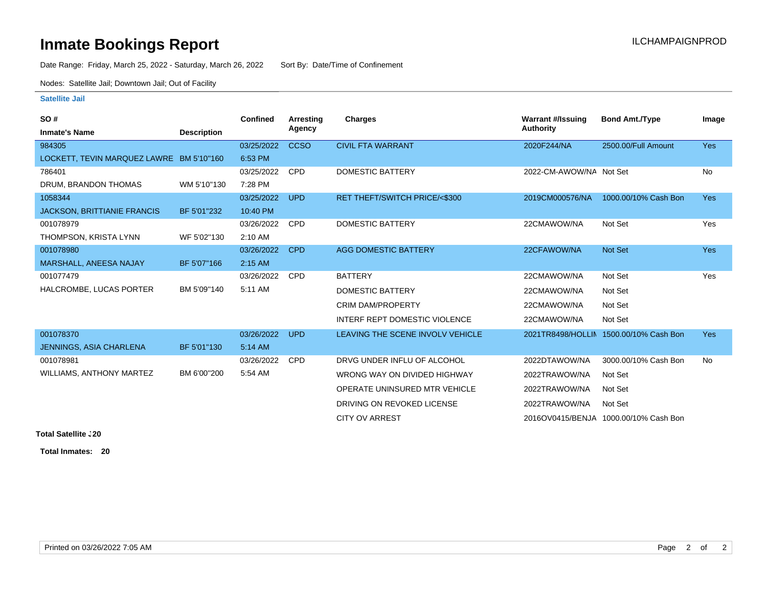# Inmate Bookings Report

ILCHAMPAIGNPROD

Date Range: Friday, March 25, 2022 - Saturday, March 26, 2022 Sort By: Date/Time of Confinement

Nodes: Satellite Jail; Downtown Jail; Out of Facility

**Satellite Jail**

| SO # / Inmate's Name | Description | Confined | Arresting Agency | Charges | Warrant #/Issuing Authority | Bond Amt./Type | Image |
|---|---|---|---|---|---|---|---|
| 984305 | | 03/25/2022 | CCSO | CIVIL FTA WARRANT | 2020F244/NA | 2500.00/Full Amount | Yes |
| LOCKETT, TEVIN MARQUEZ LAWRE | BM 5'10"160 | 6:53 PM | | | | | |
| 786401 | | 03/25/2022 | CPD | DOMESTIC BATTERY | 2022-CM-AWOW/NA | Not Set | No |
| DRUM, BRANDON THOMAS | WM 5'10"130 | 7:28 PM | | | | | |
| 1058344 | | 03/25/2022 | UPD | RET THEFT/SWITCH PRICE/<$300 | 2019CM000576/NA | 1000.00/10% Cash Bon | Yes |
| JACKSON, BRITTIANIE FRANCIS | BF 5'01"232 | 10:40 PM | | | | | |
| 001078979 | | 03/26/2022 | CPD | DOMESTIC BATTERY | 22CMAWOW/NA | Not Set | Yes |
| THOMPSON, KRISTA LYNN | WF 5'02"130 | 2:10 AM | | | | | |
| 001078980 | | 03/26/2022 | CPD | AGG DOMESTIC BATTERY | 22CFAWOW/NA | Not Set | Yes |
| MARSHALL, ANEESA NAJAY | BF 5'07"166 | 2:15 AM | | | | | |
| 001077479 | | 03/26/2022 | CPD | BATTERY | 22CMAWOW/NA | Not Set | Yes |
| HALCROMBE, LUCAS PORTER | BM 5'09"140 | 5:11 AM | | DOMESTIC BATTERY | 22CMAWOW/NA | Not Set | |
| | | | | CRIM DAM/PROPERTY | 22CMAWOW/NA | Not Set | |
| | | | | INTERF REPT DOMESTIC VIOLENCE | 22CMAWOW/NA | Not Set | |
| 001078370 | | 03/26/2022 | UPD | LEAVING THE SCENE INVOLV VEHICLE | 2021TR8498/HOLLIN | 1500.00/10% Cash Bon | Yes |
| JENNINGS, ASIA CHARLENA | BF 5'01"130 | 5:14 AM | | | | | |
| 001078981 | | 03/26/2022 | CPD | DRVG UNDER INFLU OF ALCOHOL | 2022DTAWOW/NA | 3000.00/10% Cash Bon | No |
| WILLIAMS, ANTHONY MARTEZ | BM 6'00"200 | 5:54 AM | | WRONG WAY ON DIVIDED HIGHWAY | 2022TRAWOW/NA | Not Set | |
| | | | | OPERATE UNINSURED MTR VEHICLE | 2022TRAWOW/NA | Not Set | |
| | | | | DRIVING ON REVOKED LICENSE | 2022TRAWOW/NA | Not Set | |
| | | | | CITY OV ARREST | 2016OV0415/BENJA | 1000.00/10% Cash Bon | |

**Total Satellite J20**

**Total Inmates: 20**

Printed on 03/26/2022 7:05 AM